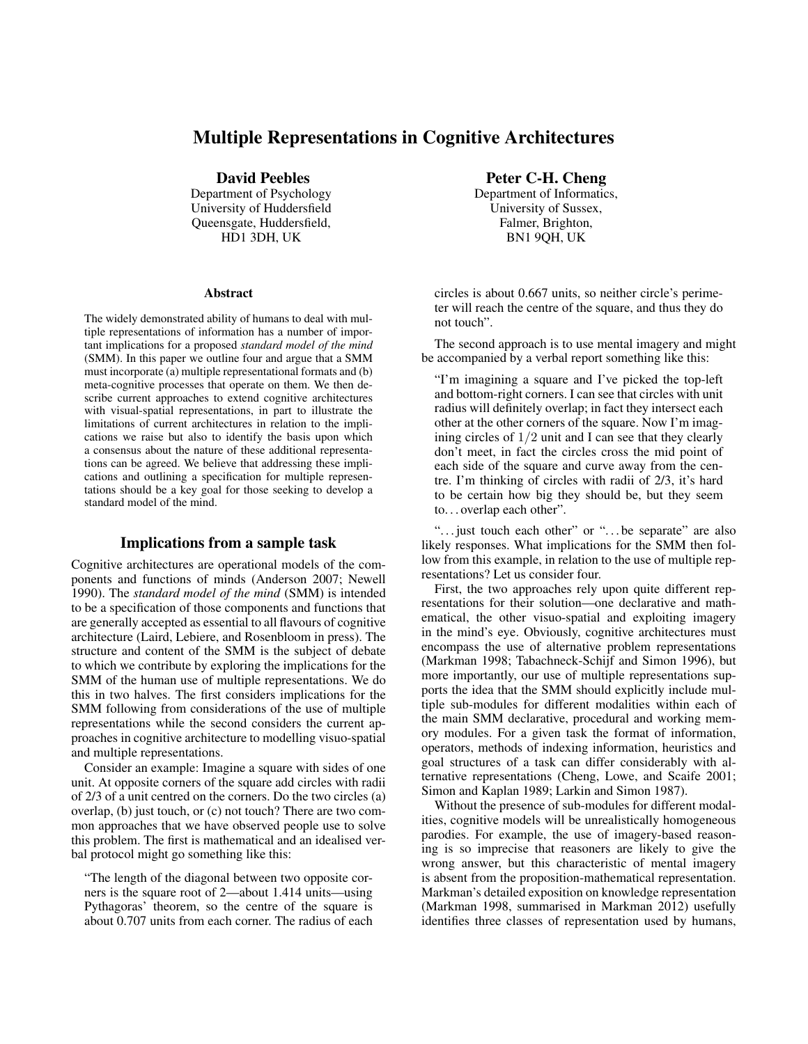# Multiple Representations in Cognitive Architectures

**David Peebles**
Department of Psychology
University of Huddersfield
Queensgate, Huddersfield,
HD1 3DH, UK

**Peter C-H. Cheng**
Department of Informatics,
University of Sussex,
Falmer, Brighton,
BN1 9QH, UK

### Abstract

The widely demonstrated ability of humans to deal with multiple representations of information has a number of important implications for a proposed *standard model of the mind* (SMM). In this paper we outline four and argue that a SMM must incorporate (a) multiple representational formats and (b) meta-cognitive processes that operate on them. We then describe current approaches to extend cognitive architectures with visual-spatial representations, in part to illustrate the limitations of current architectures in relation to the implications we raise but also to identify the basis upon which a consensus about the nature of these additional representations can be agreed. We believe that addressing these implications and outlining a specification for multiple representations should be a key goal for those seeking to develop a standard model of the mind.

## Implications from a sample task

Cognitive architectures are operational models of the components and functions of minds (Anderson 2007; Newell 1990). The *standard model of the mind* (SMM) is intended to be a specification of those components and functions that are generally accepted as essential to all flavours of cognitive architecture (Laird, Lebiere, and Rosenbloom in press). The structure and content of the SMM is the subject of debate to which we contribute by exploring the implications for the SMM of the human use of multiple representations. We do this in two halves. The first considers implications for the SMM following from considerations of the use of multiple representations while the second considers the current approaches in cognitive architecture to modelling visuo-spatial and multiple representations.

Consider an example: Imagine a square with sides of one unit. At opposite corners of the square add circles with radii of 2/3 of a unit centred on the corners. Do the two circles (a) overlap, (b) just touch, or (c) not touch? There are two common approaches that we have observed people use to solve this problem. The first is mathematical and an idealised verbal protocol might go something like this:

> "The length of the diagonal between two opposite corners is the square root of 2—about 1.414 units—using Pythagoras' theorem, so the centre of the square is about 0.707 units from each corner. The radius of each circles is about 0.667 units, so neither circle's perimeter will reach the centre of the square, and thus they do not touch".

The second approach is to use mental imagery and might be accompanied by a verbal report something like this:

> "I'm imagining a square and I've picked the top-left and bottom-right corners. I can see that circles with unit radius will definitely overlap; in fact they intersect each other at the other corners of the square. Now I'm imagining circles of $1/2$ unit and I can see that they clearly don't meet, in fact the circles cross the mid point of each side of the square and curve away from the centre. I'm thinking of circles with radii of 2/3, it's hard to be certain how big they should be, but they seem to... overlap each other".

"...just touch each other" or "...be separate" are also likely responses. What implications for the SMM then follow from this example, in relation to the use of multiple representations? Let us consider four.

First, the two approaches rely upon quite different representations for their solution—one declarative and mathematical, the other visuo-spatial and exploiting imagery in the mind's eye. Obviously, cognitive architectures must encompass the use of alternative problem representations (Markman 1998; Tabachneck-Schijf and Simon 1996), but more importantly, our use of multiple representations supports the idea that the SMM should explicitly include multiple sub-modules for different modalities within each of the main SMM declarative, procedural and working memory modules. For a given task the format of information, operators, methods of indexing information, heuristics and goal structures of a task can differ considerably with alternative representations (Cheng, Lowe, and Scaife 2001; Simon and Kaplan 1989; Larkin and Simon 1987).

Without the presence of sub-modules for different modalities, cognitive models will be unrealistically homogeneous parodies. For example, the use of imagery-based reasoning is so imprecise that reasoners are likely to give the wrong answer, but this characteristic of mental imagery is absent from the proposition-mathematical representation. Markman's detailed exposition on knowledge representation (Markman 1998, summarised in Markman 2012) usefully identifies three classes of representation used by humans,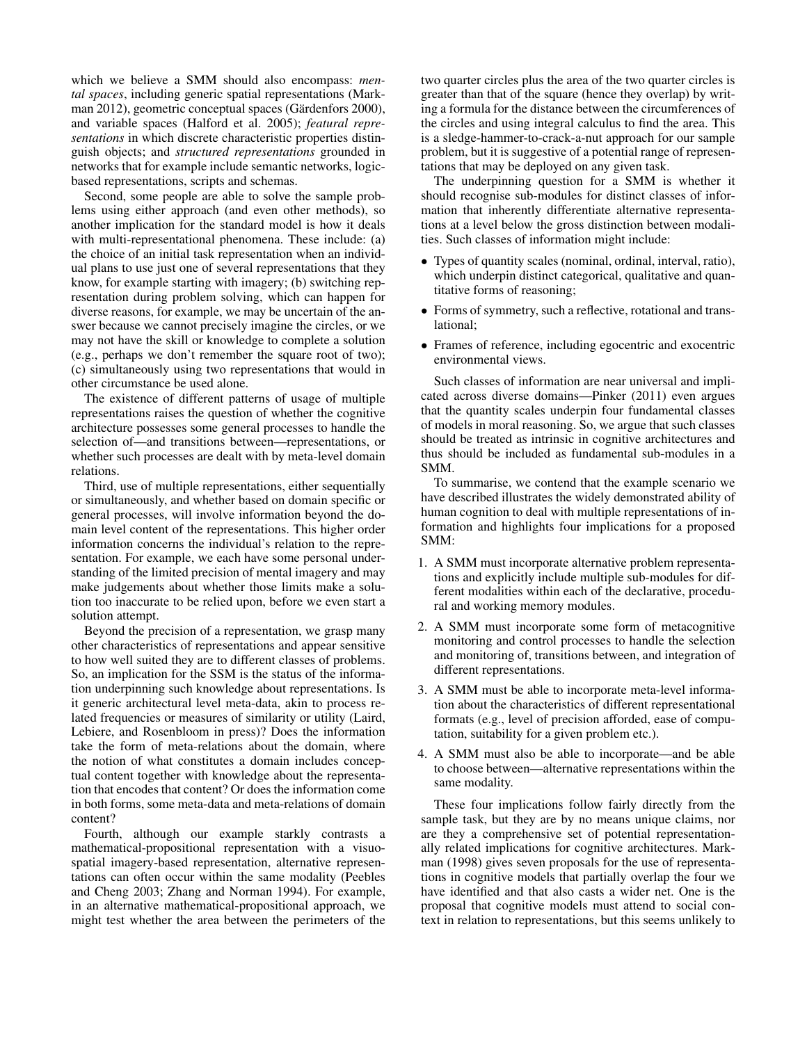which we believe a SMM should also encompass: *mental spaces*, including generic spatial representations (Markman 2012), geometric conceptual spaces (Gärdenfors 2000), and variable spaces (Halford et al. 2005); *featural representations* in which discrete characteristic properties distinguish objects; and *structured representations* grounded in networks that for example include semantic networks, logic-based representations, scripts and schemas.

Second, some people are able to solve the sample problems using either approach (and even other methods), so another implication for the standard model is how it deals with multi-representational phenomena. These include: (a) the choice of an initial task representation when an individual plans to use just one of several representations that they know, for example starting with imagery; (b) switching representation during problem solving, which can happen for diverse reasons, for example, we may be uncertain of the answer because we cannot precisely imagine the circles, or we may not have the skill or knowledge to complete a solution (e.g., perhaps we don't remember the square root of two); (c) simultaneously using two representations that would in other circumstance be used alone.

The existence of different patterns of usage of multiple representations raises the question of whether the cognitive architecture possesses some general processes to handle the selection of—and transitions between—representations, or whether such processes are dealt with by meta-level domain relations.

Third, use of multiple representations, either sequentially or simultaneously, and whether based on domain specific or general processes, will involve information beyond the domain level content of the representations. This higher order information concerns the individual's relation to the representation. For example, we each have some personal understanding of the limited precision of mental imagery and may make judgements about whether those limits make a solution too inaccurate to be relied upon, before we even start a solution attempt.

Beyond the precision of a representation, we grasp many other characteristics of representations and appear sensitive to how well suited they are to different classes of problems. So, an implication for the SSM is the status of the information underpinning such knowledge about representations. Is it generic architectural level meta-data, akin to process related frequencies or measures of similarity or utility (Laird, Lebiere, and Rosenbloom in press)? Does the information take the form of meta-relations about the domain, where the notion of what constitutes a domain includes conceptual content together with knowledge about the representation that encodes that content? Or does the information come in both forms, some meta-data and meta-relations of domain content?

Fourth, although our example starkly contrasts a mathematical-propositional representation with a visuo-spatial imagery-based representation, alternative representations can often occur within the same modality (Peebles and Cheng 2003; Zhang and Norman 1994). For example, in an alternative mathematical-propositional approach, we might test whether the area between the perimeters of the two quarter circles plus the area of the two quarter circles is greater than that of the square (hence they overlap) by writing a formula for the distance between the circumferences of the circles and using integral calculus to find the area. This is a sledge-hammer-to-crack-a-nut approach for our sample problem, but it is suggestive of a potential range of representations that may be deployed on any given task.

The underpinning question for a SMM is whether it should recognise sub-modules for distinct classes of information that inherently differentiate alternative representations at a level below the gross distinction between modalities. Such classes of information might include:

- Types of quantity scales (nominal, ordinal, interval, ratio), which underpin distinct categorical, qualitative and quantitative forms of reasoning;
- Forms of symmetry, such a reflective, rotational and translational;
- Frames of reference, including egocentric and exocentric environmental views.

Such classes of information are near universal and implicated across diverse domains—Pinker (2011) even argues that the quantity scales underpin four fundamental classes of models in moral reasoning. So, we argue that such classes should be treated as intrinsic in cognitive architectures and thus should be included as fundamental sub-modules in a SMM.

To summarise, we contend that the example scenario we have described illustrates the widely demonstrated ability of human cognition to deal with multiple representations of information and highlights four implications for a proposed SMM:

1. A SMM must incorporate alternative problem representations and explicitly include multiple sub-modules for different modalities within each of the declarative, procedural and working memory modules.
2. A SMM must incorporate some form of metacognitive monitoring and control processes to handle the selection and monitoring of, transitions between, and integration of different representations.
3. A SMM must be able to incorporate meta-level information about the characteristics of different representational formats (e.g., level of precision afforded, ease of computation, suitability for a given problem etc.).
4. A SMM must also be able to incorporate—and be able to choose between—alternative representations within the same modality.

These four implications follow fairly directly from the sample task, but they are by no means unique claims, nor are they a comprehensive set of potential representationally related implications for cognitive architectures. Markman (1998) gives seven proposals for the use of representations in cognitive models that partially overlap the four we have identified and that also casts a wider net. One is the proposal that cognitive models must attend to social context in relation to representations, but this seems unlikely to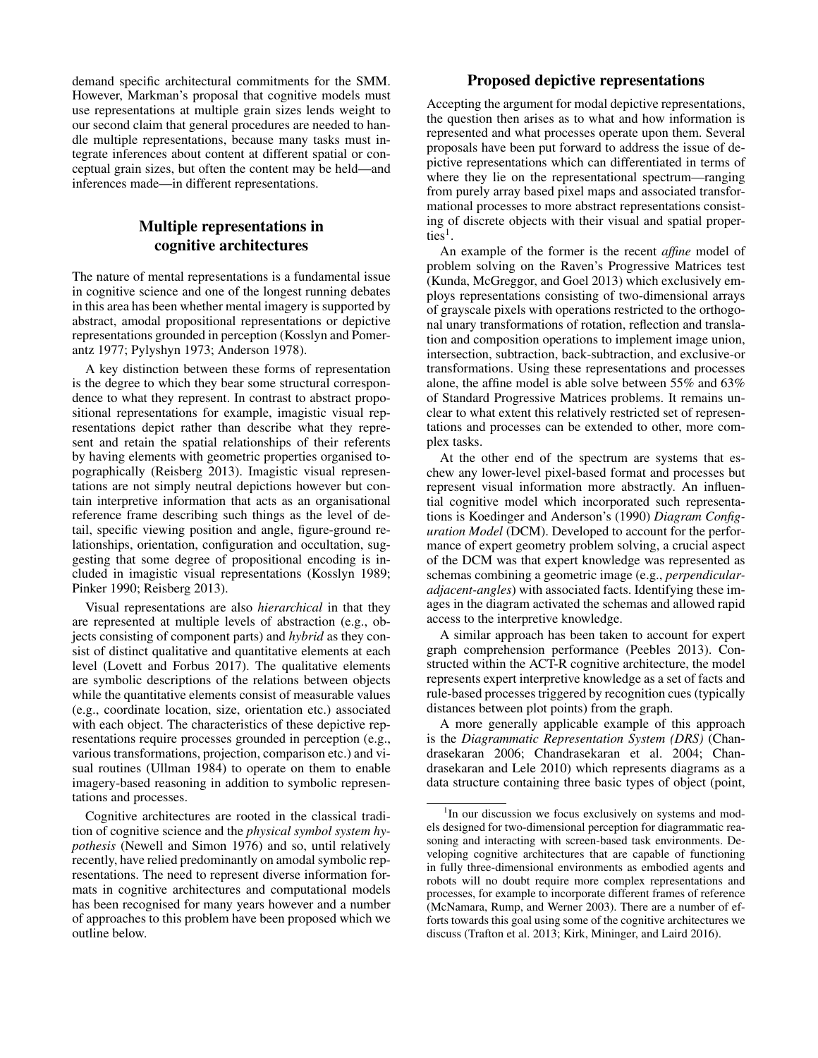demand specific architectural commitments for the SMM. However, Markman's proposal that cognitive models must use representations at multiple grain sizes lends weight to our second claim that general procedures are needed to handle multiple representations, because many tasks must integrate inferences about content at different spatial or conceptual grain sizes, but often the content may be held—and inferences made—in different representations.

## Multiple representations in cognitive architectures

The nature of mental representations is a fundamental issue in cognitive science and one of the longest running debates in this area has been whether mental imagery is supported by abstract, amodal propositional representations or depictive representations grounded in perception (Kosslyn and Pomerantz 1977; Pylyshyn 1973; Anderson 1978).

A key distinction between these forms of representation is the degree to which they bear some structural correspondence to what they represent. In contrast to abstract propositional representations for example, imagistic visual representations depict rather than describe what they represent and retain the spatial relationships of their referents by having elements with geometric properties organised topographically (Reisberg 2013). Imagistic visual representations are not simply neutral depictions however but contain interpretive information that acts as an organisational reference frame describing such things as the level of detail, specific viewing position and angle, figure-ground relationships, orientation, configuration and occultation, suggesting that some degree of propositional encoding is included in imagistic visual representations (Kosslyn 1989; Pinker 1990; Reisberg 2013).

Visual representations are also *hierarchical* in that they are represented at multiple levels of abstraction (e.g., objects consisting of component parts) and *hybrid* as they consist of distinct qualitative and quantitative elements at each level (Lovett and Forbus 2017). The qualitative elements are symbolic descriptions of the relations between objects while the quantitative elements consist of measurable values (e.g., coordinate location, size, orientation etc.) associated with each object. The characteristics of these depictive representations require processes grounded in perception (e.g., various transformations, projection, comparison etc.) and visual routines (Ullman 1984) to operate on them to enable imagery-based reasoning in addition to symbolic representations and processes.

Cognitive architectures are rooted in the classical tradition of cognitive science and the *physical symbol system hypothesis* (Newell and Simon 1976) and so, until relatively recently, have relied predominantly on amodal symbolic representations. The need to represent diverse information formats in cognitive architectures and computational models has been recognised for many years however and a number of approaches to this problem have been proposed which we outline below.

## Proposed depictive representations

Accepting the argument for modal depictive representations, the question then arises as to what and how information is represented and what processes operate upon them. Several proposals have been put forward to address the issue of depictive representations which can differentiated in terms of where they lie on the representational spectrum—ranging from purely array based pixel maps and associated transformational processes to more abstract representations consisting of discrete objects with their visual and spatial properties[1].

An example of the former is the recent *affine* model of problem solving on the Raven's Progressive Matrices test (Kunda, McGreggor, and Goel 2013) which exclusively employs representations consisting of two-dimensional arrays of grayscale pixels with operations restricted to the orthogonal unary transformations of rotation, reflection and translation and composition operations to implement image union, intersection, subtraction, back-subtraction, and exclusive-or transformations. Using these representations and processes alone, the affine model is able solve between 55% and 63% of Standard Progressive Matrices problems. It remains unclear to what extent this relatively restricted set of representations and processes can be extended to other, more complex tasks.

At the other end of the spectrum are systems that eschew any lower-level pixel-based format and processes but represent visual information more abstractly. An influential cognitive model which incorporated such representations is Koedinger and Anderson's (1990) *Diagram Configuration Model* (DCM). Developed to account for the performance of expert geometry problem solving, a crucial aspect of the DCM was that expert knowledge was represented as schemas combining a geometric image (e.g., *perpendicular-adjacent-angles*) with associated facts. Identifying these images in the diagram activated the schemas and allowed rapid access to the interpretive knowledge.

A similar approach has been taken to account for expert graph comprehension performance (Peebles 2013). Constructed within the ACT-R cognitive architecture, the model represents expert interpretive knowledge as a set of facts and rule-based processes triggered by recognition cues (typically distances between plot points) from the graph.

A more generally applicable example of this approach is the *Diagrammatic Representation System (DRS)* (Chandrasekaran 2006; Chandrasekaran et al. 2004; Chandrasekaran and Lele 2010) which represents diagrams as a data structure containing three basic types of object (point,

[1] In our discussion we focus exclusively on systems and models designed for two-dimensional perception for diagrammatic reasoning and interacting with screen-based task environments. Developing cognitive architectures that are capable of functioning in fully three-dimensional environments as embodied agents and robots will no doubt require more complex representations and processes, for example to incorporate different frames of reference (McNamara, Rump, and Werner 2003). There are a number of efforts towards this goal using some of the cognitive architectures we discuss (Trafton et al. 2013; Kirk, Mininger, and Laird 2016).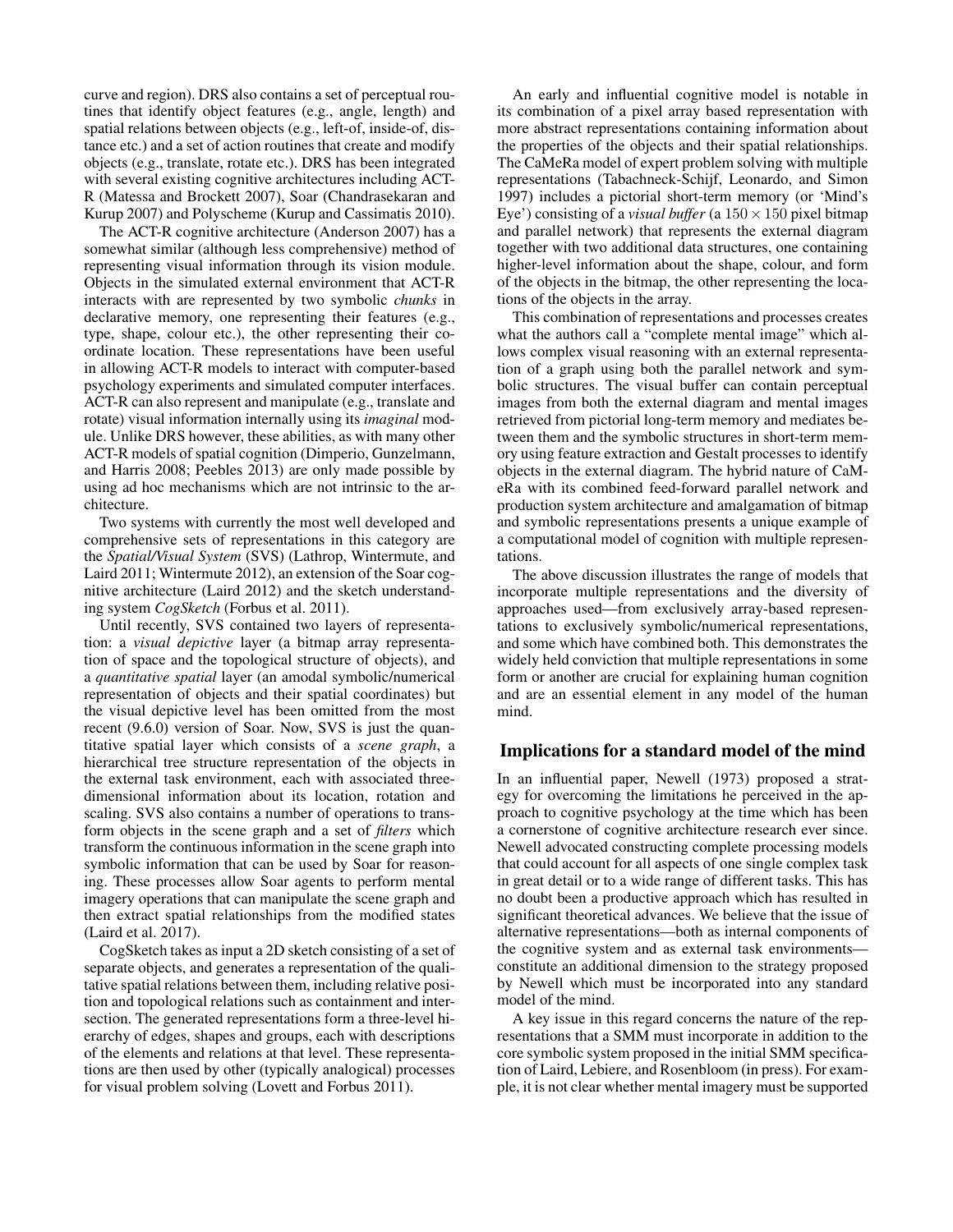curve and region). DRS also contains a set of perceptual routines that identify object features (e.g., angle, length) and spatial relations between objects (e.g., left-of, inside-of, distance etc.) and a set of action routines that create and modify objects (e.g., translate, rotate etc.). DRS has been integrated with several existing cognitive architectures including ACT-R (Matessa and Brockett 2007), Soar (Chandrasekaran and Kurup 2007) and Polyscheme (Kurup and Cassimatis 2010).

The ACT-R cognitive architecture (Anderson 2007) has a somewhat similar (although less comprehensive) method of representing visual information through its vision module. Objects in the simulated external environment that ACT-R interacts with are represented by two symbolic *chunks* in declarative memory, one representing their features (e.g., type, shape, colour etc.), the other representing their coordinate location. These representations have been useful in allowing ACT-R models to interact with computer-based psychology experiments and simulated computer interfaces. ACT-R can also represent and manipulate (e.g., translate and rotate) visual information internally using its *imaginal* module. Unlike DRS however, these abilities, as with many other ACT-R models of spatial cognition (Dimperio, Gunzelmann, and Harris 2008; Peebles 2013) are only made possible by using ad hoc mechanisms which are not intrinsic to the architecture.

Two systems with currently the most well developed and comprehensive sets of representations in this category are the *Spatial/Visual System* (SVS) (Lathrop, Wintermute, and Laird 2011; Wintermute 2012), an extension of the Soar cognitive architecture (Laird 2012) and the sketch understanding system *CogSketch* (Forbus et al. 2011).

Until recently, SVS contained two layers of representation: a *visual depictive* layer (a bitmap array representation of space and the topological structure of objects), and a *quantitative spatial* layer (an amodal symbolic/numerical representation of objects and their spatial coordinates) but the visual depictive level has been omitted from the most recent (9.6.0) version of Soar. Now, SVS is just the quantitative spatial layer which consists of a *scene graph*, a hierarchical tree structure representation of the objects in the external task environment, each with associated three-dimensional information about its location, rotation and scaling. SVS also contains a number of operations to transform objects in the scene graph and a set of *filters* which transform the continuous information in the scene graph into symbolic information that can be used by Soar for reasoning. These processes allow Soar agents to perform mental imagery operations that can manipulate the scene graph and then extract spatial relationships from the modified states (Laird et al. 2017).

CogSketch takes as input a 2D sketch consisting of a set of separate objects, and generates a representation of the qualitative spatial relations between them, including relative position and topological relations such as containment and intersection. The generated representations form a three-level hierarchy of edges, shapes and groups, each with descriptions of the elements and relations at that level. These representations are then used by other (typically analogical) processes for visual problem solving (Lovett and Forbus 2011).

An early and influential cognitive model is notable in its combination of a pixel array based representation with more abstract representations containing information about the properties of the objects and their spatial relationships. The CaMeRa model of expert problem solving with multiple representations (Tabachneck-Schijf, Leonardo, and Simon 1997) includes a pictorial short-term memory (or 'Mind's Eye') consisting of a *visual buffer* (a $150 \times 150$ pixel bitmap and parallel network) that represents the external diagram together with two additional data structures, one containing higher-level information about the shape, colour, and form of the objects in the bitmap, the other representing the locations of the objects in the array.

This combination of representations and processes creates what the authors call a "complete mental image" which allows complex visual reasoning with an external representation of a graph using both the parallel network and symbolic structures. The visual buffer can contain perceptual images from both the external diagram and mental images retrieved from pictorial long-term memory and mediates between them and the symbolic structures in short-term memory using feature extraction and Gestalt processes to identify objects in the external diagram. The hybrid nature of CaMeRa with its combined feed-forward parallel network and production system architecture and amalgamation of bitmap and symbolic representations presents a unique example of a computational model of cognition with multiple representations.

The above discussion illustrates the range of models that incorporate multiple representations and the diversity of approaches used—from exclusively array-based representations to exclusively symbolic/numerical representations, and some which have combined both. This demonstrates the widely held conviction that multiple representations in some form or another are crucial for explaining human cognition and are an essential element in any model of the human mind.

## Implications for a standard model of the mind

In an influential paper, Newell (1973) proposed a strategy for overcoming the limitations he perceived in the approach to cognitive psychology at the time which has been a cornerstone of cognitive architecture research ever since. Newell advocated constructing complete processing models that could account for all aspects of one single complex task in great detail or to a wide range of different tasks. This has no doubt been a productive approach which has resulted in significant theoretical advances. We believe that the issue of alternative representations—both as internal components of the cognitive system and as external task environments—constitute an additional dimension to the strategy proposed by Newell which must be incorporated into any standard model of the mind.

A key issue in this regard concerns the nature of the representations that a SMM must incorporate in addition to the core symbolic system proposed in the initial SMM specification of Laird, Lebiere, and Rosenbloom (in press). For example, it is not clear whether mental imagery must be supported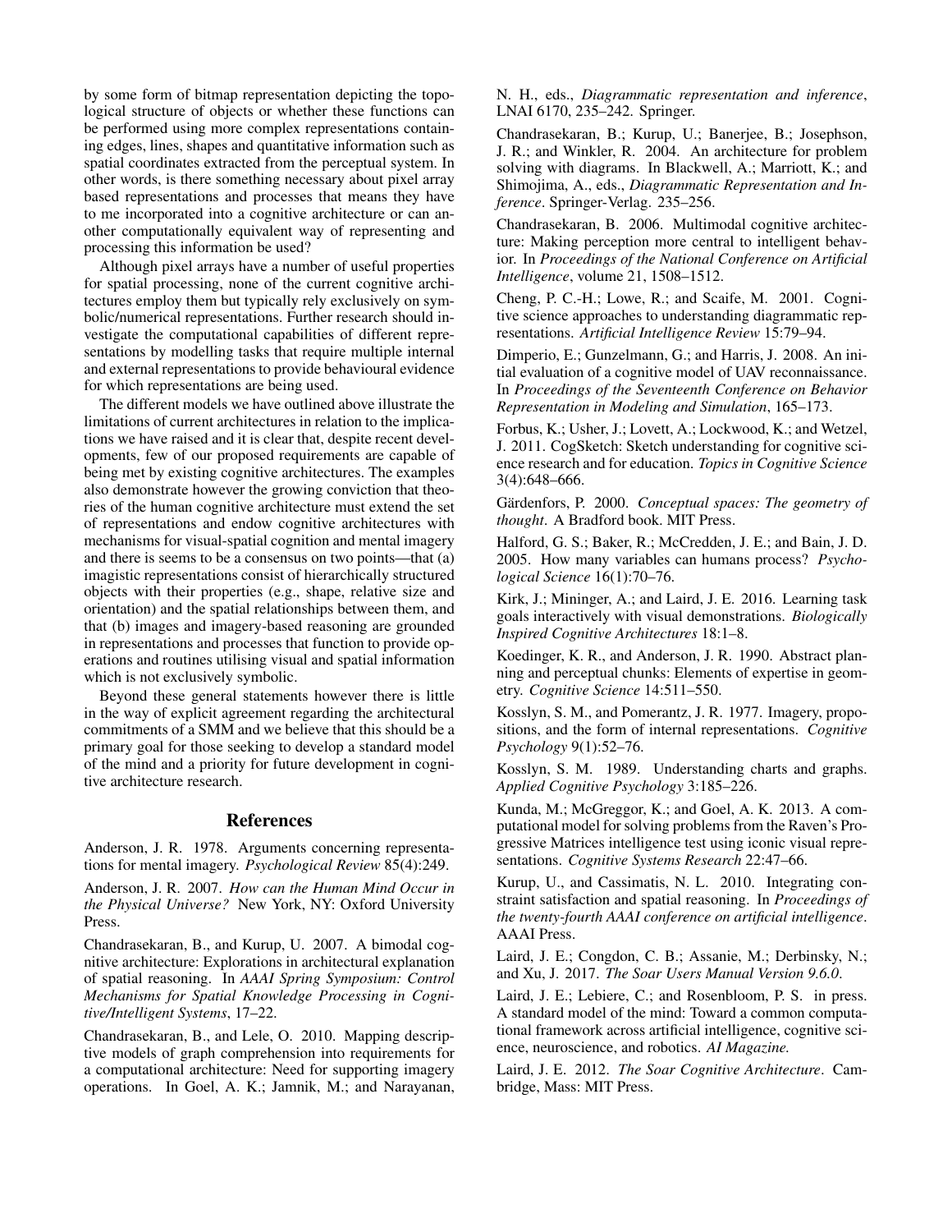by some form of bitmap representation depicting the topological structure of objects or whether these functions can be performed using more complex representations containing edges, lines, shapes and quantitative information such as spatial coordinates extracted from the perceptual system. In other words, is there something necessary about pixel array based representations and processes that means they have to me incorporated into a cognitive architecture or can another computationally equivalent way of representing and processing this information be used?

Although pixel arrays have a number of useful properties for spatial processing, none of the current cognitive architectures employ them but typically rely exclusively on symbolic/numerical representations. Further research should investigate the computational capabilities of different representations by modelling tasks that require multiple internal and external representations to provide behavioural evidence for which representations are being used.

The different models we have outlined above illustrate the limitations of current architectures in relation to the implications we have raised and it is clear that, despite recent developments, few of our proposed requirements are capable of being met by existing cognitive architectures. The examples also demonstrate however the growing conviction that theories of the human cognitive architecture must extend the set of representations and endow cognitive architectures with mechanisms for visual-spatial cognition and mental imagery and there is seems to be a consensus on two points—that (a) imagistic representations consist of hierarchically structured objects with their properties (e.g., shape, relative size and orientation) and the spatial relationships between them, and that (b) images and imagery-based reasoning are grounded in representations and processes that function to provide operations and routines utilising visual and spatial information which is not exclusively symbolic.

Beyond these general statements however there is little in the way of explicit agreement regarding the architectural commitments of a SMM and we believe that this should be a primary goal for those seeking to develop a standard model of the mind and a priority for future development in cognitive architecture research.

## References

Anderson, J. R. 1978. Arguments concerning representations for mental imagery. *Psychological Review* 85(4):249.

Anderson, J. R. 2007. *How can the Human Mind Occur in the Physical Universe?* New York, NY: Oxford University Press.

Chandrasekaran, B., and Kurup, U. 2007. A bimodal cognitive architecture: Explorations in architectural explanation of spatial reasoning. In *AAAI Spring Symposium: Control Mechanisms for Spatial Knowledge Processing in Cognitive/Intelligent Systems*, 17–22.

Chandrasekaran, B., and Lele, O. 2010. Mapping descriptive models of graph comprehension into requirements for a computational architecture: Need for supporting imagery operations. In Goel, A. K.; Jamnik, M.; and Narayanan, N. H., eds., *Diagrammatic representation and inference*, LNAI 6170, 235–242. Springer.

Chandrasekaran, B.; Kurup, U.; Banerjee, B.; Josephson, J. R.; and Winkler, R. 2004. An architecture for problem solving with diagrams. In Blackwell, A.; Marriott, K.; and Shimojima, A., eds., *Diagrammatic Representation and Inference*. Springer-Verlag. 235–256.

Chandrasekaran, B. 2006. Multimodal cognitive architecture: Making perception more central to intelligent behavior. In *Proceedings of the National Conference on Artificial Intelligence*, volume 21, 1508–1512.

Cheng, P. C.-H.; Lowe, R.; and Scaife, M. 2001. Cognitive science approaches to understanding diagrammatic representations. *Artificial Intelligence Review* 15:79–94.

Dimperio, E.; Gunzelmann, G.; and Harris, J. 2008. An initial evaluation of a cognitive model of UAV reconnaissance. In *Proceedings of the Seventeenth Conference on Behavior Representation in Modeling and Simulation*, 165–173.

Forbus, K.; Usher, J.; Lovett, A.; Lockwood, K.; and Wetzel, J. 2011. CogSketch: Sketch understanding for cognitive science research and for education. *Topics in Cognitive Science* 3(4):648–666.

Gärdenfors, P. 2000. *Conceptual spaces: The geometry of thought*. A Bradford book. MIT Press.

Halford, G. S.; Baker, R.; McCredden, J. E.; and Bain, J. D. 2005. How many variables can humans process? *Psychological Science* 16(1):70–76.

Kirk, J.; Mininger, A.; and Laird, J. E. 2016. Learning task goals interactively with visual demonstrations. *Biologically Inspired Cognitive Architectures* 18:1–8.

Koedinger, K. R., and Anderson, J. R. 1990. Abstract planning and perceptual chunks: Elements of expertise in geometry. *Cognitive Science* 14:511–550.

Kosslyn, S. M., and Pomerantz, J. R. 1977. Imagery, propositions, and the form of internal representations. *Cognitive Psychology* 9(1):52–76.

Kosslyn, S. M. 1989. Understanding charts and graphs. *Applied Cognitive Psychology* 3:185–226.

Kunda, M.; McGreggor, K.; and Goel, A. K. 2013. A computational model for solving problems from the Raven's Progressive Matrices intelligence test using iconic visual representations. *Cognitive Systems Research* 22:47–66.

Kurup, U., and Cassimatis, N. L. 2010. Integrating constraint satisfaction and spatial reasoning. In *Proceedings of the twenty-fourth AAAI conference on artificial intelligence*. AAAI Press.

Laird, J. E.; Congdon, C. B.; Assanie, M.; Derbinsky, N.; and Xu, J. 2017. *The Soar Users Manual Version 9.6.0*.

Laird, J. E.; Lebiere, C.; and Rosenbloom, P. S. in press. A standard model of the mind: Toward a common computational framework across artificial intelligence, cognitive science, neuroscience, and robotics. *AI Magazine.*

Laird, J. E. 2012. *The Soar Cognitive Architecture*. Cambridge, Mass: MIT Press.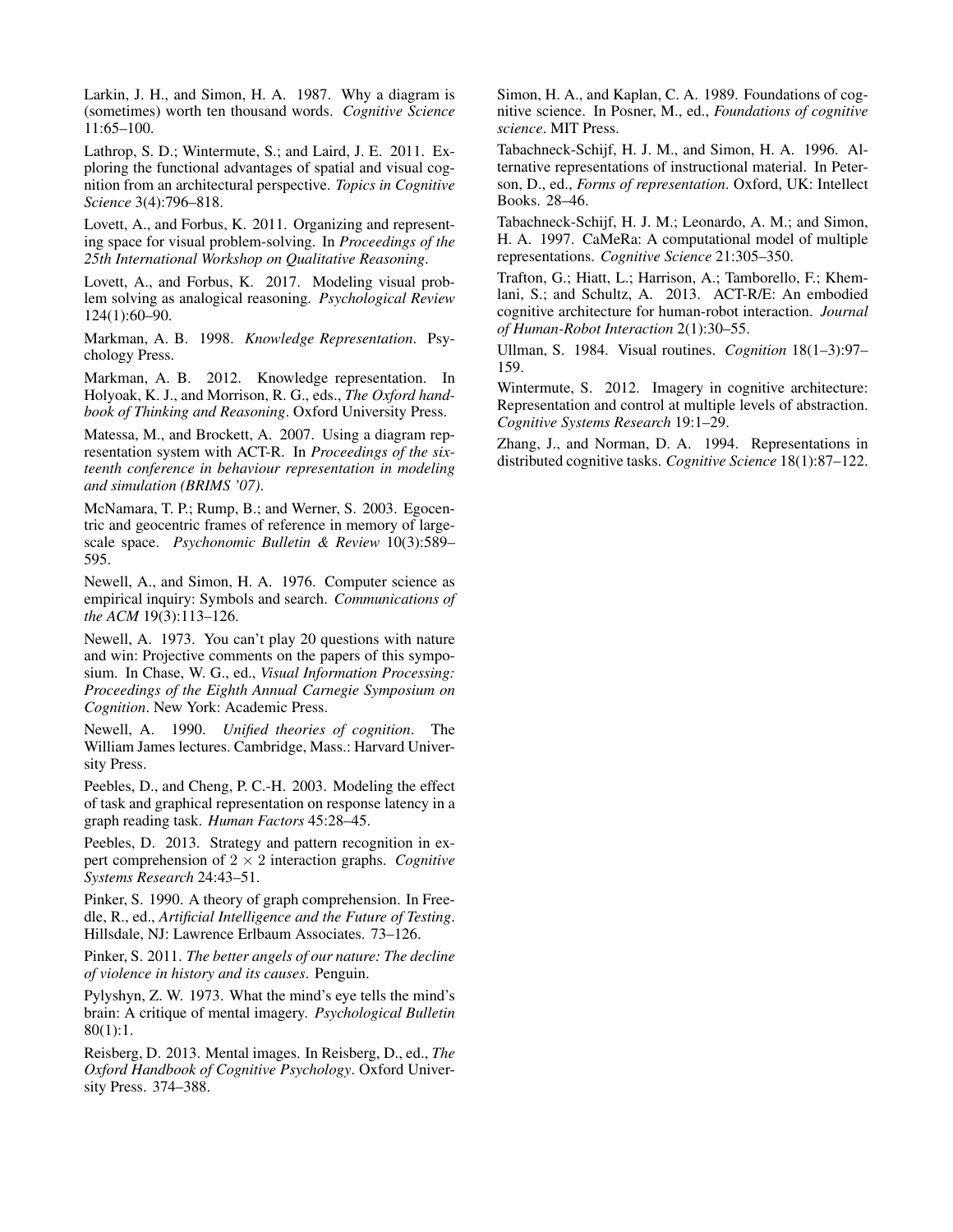Larkin, J. H., and Simon, H. A. 1987. Why a diagram is (sometimes) worth ten thousand words. *Cognitive Science* 11:65–100.

Lathrop, S. D.; Wintermute, S.; and Laird, J. E. 2011. Exploring the functional advantages of spatial and visual cognition from an architectural perspective. *Topics in Cognitive Science* 3(4):796–818.

Lovett, A., and Forbus, K. 2011. Organizing and representing space for visual problem-solving. In *Proceedings of the 25th International Workshop on Qualitative Reasoning*.

Lovett, A., and Forbus, K. 2017. Modeling visual problem solving as analogical reasoning. *Psychological Review* 124(1):60–90.

Markman, A. B. 1998. *Knowledge Representation*. Psychology Press.

Markman, A. B. 2012. Knowledge representation. In Holyoak, K. J., and Morrison, R. G., eds., *The Oxford handbook of Thinking and Reasoning*. Oxford University Press.

Matessa, M., and Brockett, A. 2007. Using a diagram representation system with ACT-R. In *Proceedings of the sixteenth conference in behaviour representation in modeling and simulation (BRIMS '07)*.

McNamara, T. P.; Rump, B.; and Werner, S. 2003. Egocentric and geocentric frames of reference in memory of large-scale space. *Psychonomic Bulletin & Review* 10(3):589–595.

Newell, A., and Simon, H. A. 1976. Computer science as empirical inquiry: Symbols and search. *Communications of the ACM* 19(3):113–126.

Newell, A. 1973. You can't play 20 questions with nature and win: Projective comments on the papers of this symposium. In Chase, W. G., ed., *Visual Information Processing: Proceedings of the Eighth Annual Carnegie Symposium on Cognition*. New York: Academic Press.

Newell, A. 1990. *Unified theories of cognition*. The William James lectures. Cambridge, Mass.: Harvard University Press.

Peebles, D., and Cheng, P. C.-H. 2003. Modeling the effect of task and graphical representation on response latency in a graph reading task. *Human Factors* 45:28–45.

Peebles, D. 2013. Strategy and pattern recognition in expert comprehension of $2 \times 2$ interaction graphs. *Cognitive Systems Research* 24:43–51.

Pinker, S. 1990. A theory of graph comprehension. In Freedle, R., ed., *Artificial Intelligence and the Future of Testing*. Hillsdale, NJ: Lawrence Erlbaum Associates. 73–126.

Pinker, S. 2011. *The better angels of our nature: The decline of violence in history and its causes*. Penguin.

Pylyshyn, Z. W. 1973. What the mind's eye tells the mind's brain: A critique of mental imagery. *Psychological Bulletin* 80(1):1.

Reisberg, D. 2013. Mental images. In Reisberg, D., ed., *The Oxford Handbook of Cognitive Psychology*. Oxford University Press. 374–388.

Simon, H. A., and Kaplan, C. A. 1989. Foundations of cognitive science. In Posner, M., ed., *Foundations of cognitive science*. MIT Press.

Tabachneck-Schijf, H. J. M., and Simon, H. A. 1996. Alternative representations of instructional material. In Peterson, D., ed., *Forms of representation*. Oxford, UK: Intellect Books. 28–46.

Tabachneck-Schijf, H. J. M.; Leonardo, A. M.; and Simon, H. A. 1997. CaMeRa: A computational model of multiple representations. *Cognitive Science* 21:305–350.

Trafton, G.; Hiatt, L.; Harrison, A.; Tamborello, F.; Khemlani, S.; and Schultz, A. 2013. ACT-R/E: An embodied cognitive architecture for human-robot interaction. *Journal of Human-Robot Interaction* 2(1):30–55.

Ullman, S. 1984. Visual routines. *Cognition* 18(1–3):97–159.

Wintermute, S. 2012. Imagery in cognitive architecture: Representation and control at multiple levels of abstraction. *Cognitive Systems Research* 19:1–29.

Zhang, J., and Norman, D. A. 1994. Representations in distributed cognitive tasks. *Cognitive Science* 18(1):87–122.